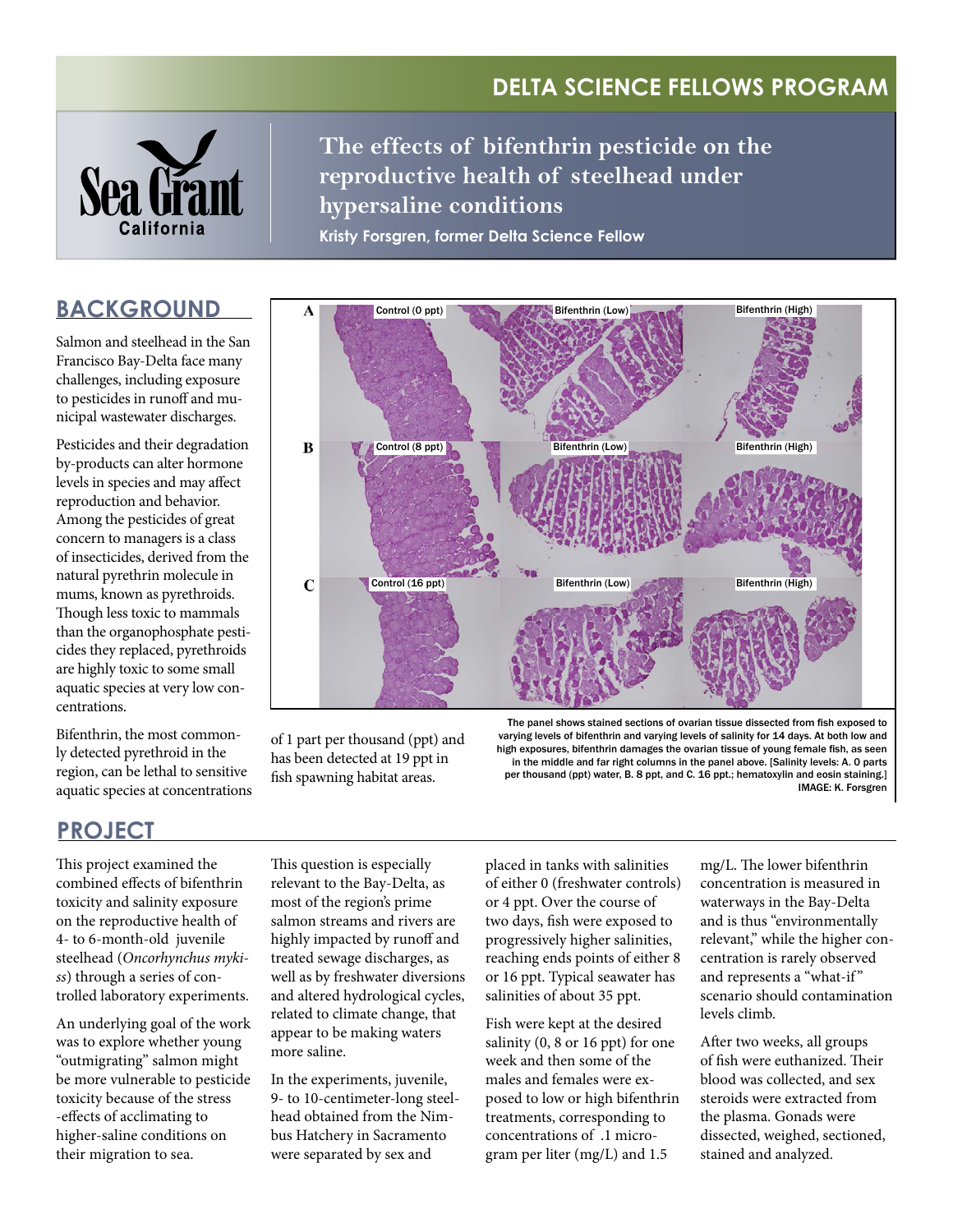## DELTA SCIENCE FELLOWS PROGRAM

# The effects of bifenthrin pesticide on the reproductive health of steelhead under hypersaline conditions

**Kristy Forsgren, former Delta Science Fellow**

## BACKGROUND

Salmon and steelhead in the San Francisco Bay-Delta face many challenges, including exposure to pesticides in runoff and municipal wastewater discharges.

Pesticides and their degradation by-products can alter hormone levels in species and may affect reproduction and behavior. Among the pesticides of great concern to managers is a class of insecticides, derived from the natural pyrethrin molecule in mums, known as pyrethroids. Though less toxic to mammals than the organophosphate pesticides they replaced, pyrethroids are highly toxic to some small aquatic species at very low concentrations.

Bifenthrin, the most commonly detected pyrethroid in the region, can be lethal to sensitive aquatic species at concentrations of 1 part per thousand (ppt) and has been detected at 19 ppt in fish spawning habitat areas.

The panel shows stained sections of ovarian tissue dissected from fish exposed to varying levels of bifenthrin and varying levels of salinity for 14 days. At both low and high exposures, bifenthrin damages the ovarian tissue of young female fish, as seen in the middle and far right columns in the panel above. [Salinity levels: A. 0 parts per thousand (ppt) water, B. 8 ppt, and C. 16 ppt.; hematoxylin and eosin staining.] IMAGE: K. Forsgren

## PROJECT

This project examined the combined effects of bifenthrin toxicity and salinity exposure on the reproductive health of 4- to 6-month-old juvenile steelhead (*Oncorhynchus mykiss*) through a series of controlled laboratory experiments.

An underlying goal of the work was to explore whether young "outmigrating" salmon might be more vulnerable to pesticide toxicity because of the stress -effects of acclimating to higher-saline conditions on their migration to sea.

This question is especially relevant to the Bay-Delta, as most of the region's prime salmon streams and rivers are highly impacted by runoff and treated sewage discharges, as well as by freshwater diversions and altered hydrological cycles, related to climate change, that appear to be making waters more saline.

In the experiments, juvenile, 9- to 10-centimeter-long steelhead obtained from the Nimbus Hatchery in Sacramento were separated by sex and placed in tanks with salinities of either 0 (freshwater controls) or 4 ppt. Over the course of two days, fish were exposed to progressively higher salinities, reaching ends points of either 8 or 16 ppt. Typical seawater has salinities of about 35 ppt.

Fish were kept at the desired salinity (0, 8 or 16 ppt) for one week and then some of the males and females were exposed to low or high bifenthrin treatments, corresponding to concentrations of .1 microgram per liter (mg/L) and 1.5 mg/L. The lower bifenthrin concentration is measured in waterways in the Bay-Delta and is thus "environmentally relevant," while the higher concentration is rarely observed and represents a "what-if" scenario should contamination levels climb.

After two weeks, all groups of fish were euthanized. Their blood was collected, and sex steroids were extracted from the plasma. Gonads were dissected, weighed, sectioned, stained and analyzed.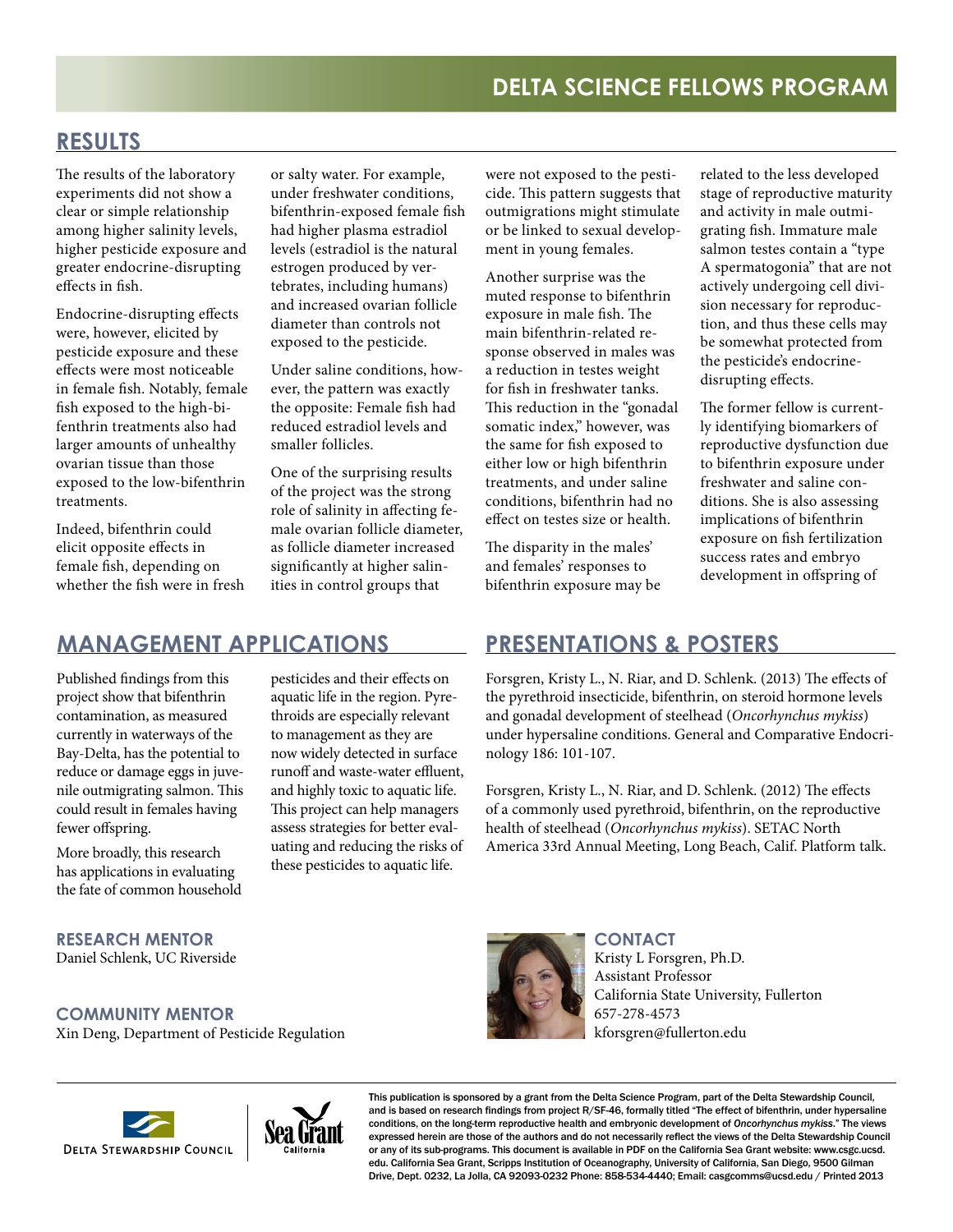## RESULTS

The results of the laboratory experiments did not show a clear or simple relationship among higher salinity levels, higher pesticide exposure and greater endocrine-disrupting effects in fish.

Endocrine-disrupting effects were, however, elicited by pesticide exposure and these effects were most noticeable in female fish. Notably, female fish exposed to the high-bifenthrin treatments also had larger amounts of unhealthy ovarian tissue than those exposed to the low-bifenthrin treatments.

Indeed, bifenthrin could elicit opposite effects in female fish, depending on whether the fish were in fresh or salty water. For example, under freshwater conditions, bifenthrin-exposed female fish had higher plasma estradiol levels (estradiol is the natural estrogen produced by vertebrates, including humans) and increased ovarian follicle diameter than controls not exposed to the pesticide.

Under saline conditions, however, the pattern was exactly the opposite: Female fish had reduced estradiol levels and smaller follicles.

One of the surprising results of the project was the strong role of salinity in affecting female ovarian follicle diameter, as follicle diameter increased significantly at higher salinities in control groups that were not exposed to the pesticide. This pattern suggests that outmigrations might stimulate or be linked to sexual development in young females.

Another surprise was the muted response to bifenthrin exposure in male fish. The main bifenthrin-related response observed in males was a reduction in testes weight for fish in freshwater tanks. This reduction in the "gonadal somatic index," however, was the same for fish exposed to either low or high bifenthrin treatments, and under saline conditions, bifenthrin had no effect on testes size or health.

The disparity in the males' and females' responses to bifenthrin exposure may be related to the less developed stage of reproductive maturity and activity in male outmigrating fish. Immature male salmon testes contain a "type A spermatogonia" that are not actively undergoing cell division necessary for reproduction, and thus these cells may be somewhat protected from the pesticide's endocrine-disrupting effects.

The former fellow is currently identifying biomarkers of reproductive dysfunction due to bifenthrin exposure under freshwater and saline conditions. She is also assessing implications of bifenthrin exposure on fish fertilization success rates and embryo development in offspring of

## MANAGEMENT APPLICATIONS

Published findings from this project show that bifenthrin contamination, as measured currently in waterways of the Bay-Delta, has the potential to reduce or damage eggs in juvenile outmigrating salmon. This could result in females having fewer offspring.

More broadly, this research has applications in evaluating the fate of common household pesticides and their effects on aquatic life in the region. Pyrethroids are especially relevant to management as they are now widely detected in surface runoff and waste-water effluent, and highly toxic to aquatic life. This project can help managers assess strategies for better evaluating and reducing the risks of these pesticides to aquatic life.

## PRESENTATIONS & POSTERS

Forsgren, Kristy L., N. Riar, and D. Schlenk. (2013) The effects of the pyrethroid insecticide, bifenthrin, on steroid hormone levels and gonadal development of steelhead (*Oncorhynchus mykiss*) under hypersaline conditions. General and Comparative Endocrinology 186: 101-107.

Forsgren, Kristy L., N. Riar, and D. Schlenk. (2012) The effects of a commonly used pyrethroid, bifenthrin, on the reproductive health of steelhead (*Oncorhynchus mykiss*). SETAC North America 33rd Annual Meeting, Long Beach, Calif. Platform talk.

### RESEARCH MENTOR

Daniel Schlenk, UC Riverside

### COMMUNITY MENTOR

Xin Deng, Department of Pesticide Regulation

### CONTACT

Kristy L Forsgren, Ph.D.
Assistant Professor
California State University, Fullerton
657-278-4573
kforsgren@fullerton.edu

This publication is sponsored by a grant from the Delta Science Program, part of the Delta Stewardship Council, and is based on research findings from project R/SF-46, formally titled "The effect of bifenthrin, under hypersaline conditions, on the long-term reproductive health and embryonic development of *Oncorhynchus mykiss*." The views expressed herein are those of the authors and do not necessarily reflect the views of the Delta Stewardship Council or any of its sub-programs. This document is available in PDF on the California Sea Grant website: www.csgc.ucsd.edu. California Sea Grant, Scripps Institution of Oceanography, University of California, San Diego, 9500 Gilman Drive, Dept. 0232, La Jolla, CA 92093-0232 Phone: 858-534-4440; Email: casgcomms@ucsd.edu / Printed 2013